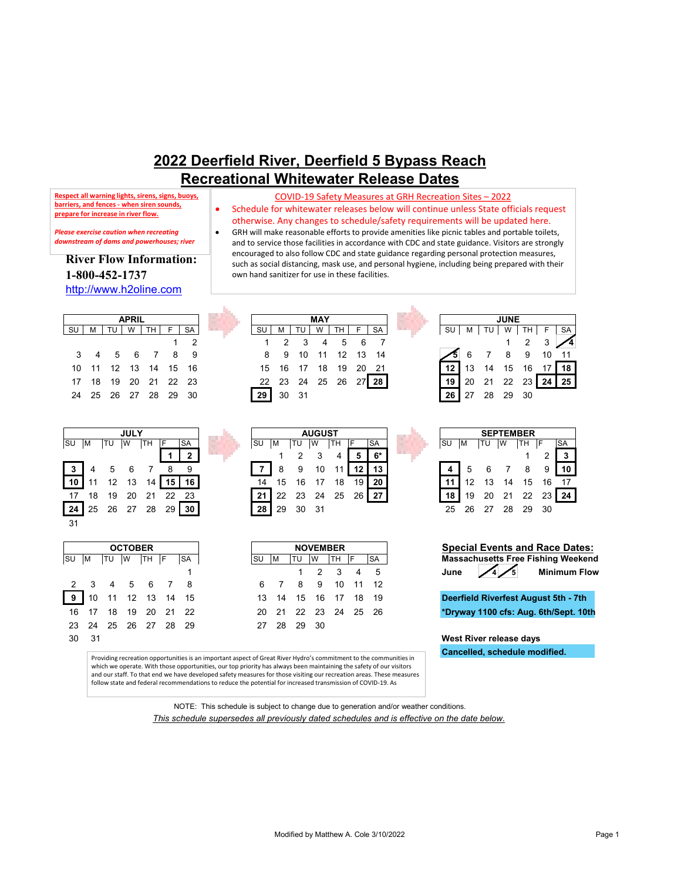# 2022 Deerfield River, Deerfield 5 Bypass Reach
# Recreational Whitewater Release Dates

**Respect all warning lights, sirens, signs, buoys, barriers, and fences - when siren sounds, prepare for increase in river flow.**

*Please exercise caution when recreating downstream of dams and powerhouses; river*

**River Flow Information:**
**1-800-452-1737**
http://www.h2oline.com

COVID-19 Safety Measures at GRH Recreation Sites – 2022

- Schedule for whitewater releases below will continue unless State officials request otherwise. Any changes to schedule/safety requirements will be updated here.
- GRH will make reasonable efforts to provide amenities like picnic tables and portable toilets, and to service those facilities in accordance with CDC and state guidance. Visitors are strongly encouraged to also follow CDC and state guidance regarding personal protection measures, such as social distancing, mask use, and personal hygiene, including being prepared with their own hand sanitizer for use in these facilities.

**APRIL**

| SU | M | TU | W | TH | F | SA |
|---|---|---|---|---|---|---|
| | | | | | 1 | 2 |
| 3 | 4 | 5 | 6 | 7 | 8 | 9 |
| 10 | 11 | 12 | 13 | 14 | 15 | 16 |
| 17 | 18 | 19 | 20 | 21 | 22 | 23 |
| 24 | 25 | 26 | 27 | 28 | 29 | 30 |

**MAY**

| SU | M | TU | W | TH | F | SA |
|---|---|---|---|---|---|---|
| 1 | 2 | 3 | 4 | 5 | 6 | 7 |
| 8 | 9 | 10 | 11 | 12 | 13 | 14 |
| 15 | 16 | 17 | 18 | 19 | 20 | 21 |
| 22 | 23 | 24 | 25 | 26 | 27 | **28** |
| **29** | 30 | 31 | | | | |

**JUNE**

| SU | M | TU | W | TH | F | SA |
|---|---|---|---|---|---|---|
| | | | 1 | 2 | 3 | 4 |
| 5 | 6 | 7 | 8 | 9 | 10 | 11 |
| **12** | 13 | 14 | 15 | 16 | 17 | **18** |
| **19** | 20 | 21 | 22 | 23 | **24** | **25** |
| **26** | 27 | 28 | 29 | 30 | | |

**JULY**

| SU | M | TU | W | TH | F | SA |
|---|---|---|---|---|---|---|
| | | | | | **1** | **2** |
| **3** | 4 | 5 | 6 | 7 | 8 | 9 |
| **10** | 11 | 12 | 13 | 14 | **15** | **16** |
| 17 | 18 | 19 | 20 | 21 | 22 | 23 |
| **24** | 25 | 26 | 27 | 28 | 29 | **30** |
| 31 | | | | | | |

**AUGUST**

| SU | M | TU | W | TH | F | SA |
|---|---|---|---|---|---|---|
| | 1 | 2 | 3 | 4 | **5** | **6*** |
| **7** | 8 | 9 | 10 | 11 | **12** | **13** |
| 14 | 15 | 16 | 17 | 18 | 19 | **20** |
| **21** | 22 | 23 | 24 | 25 | 26 | **27** |
| **28** | 29 | 30 | 31 | | | |

**SEPTEMBER**

| SU | M | TU | W | TH | F | SA |
|---|---|---|---|---|---|---|
| | | | | 1 | 2 | **3** |
| **4** | 5 | 6 | 7 | 8 | 9 | **10** |
| **11** | 12 | 13 | 14 | 15 | 16 | 17 |
| **18** | 19 | 20 | 21 | 22 | 23 | **24** |
| 25 | 26 | 27 | 28 | 29 | 30 | |

**OCTOBER**

| SU | M | TU | W | TH | F | SA |
|---|---|---|---|---|---|---|
| | | | | | | 1 |
| 2 | 3 | 4 | 5 | 6 | 7 | 8 |
| **9** | 10 | 11 | 12 | 13 | 14 | 15 |
| 16 | 17 | 18 | 19 | 20 | 21 | 22 |
| 23 | 24 | 25 | 26 | 27 | 28 | 29 |
| 30 | 31 | | | | | |

**NOVEMBER**

| SU | M | TU | W | TH | F | SA |
|---|---|---|---|---|---|---|
| | | 1 | 2 | 3 | 4 | 5 |
| 6 | 7 | 8 | 9 | 10 | 11 | 12 |
| 13 | 14 | 15 | 16 | 17 | 18 | 19 |
| 20 | 21 | 22 | 23 | 24 | 25 | 26 |
| 27 | 28 | 29 | 30 | | | |

**Special Events and Race Dates:**

**Massachusetts Free Fishing Weekend**

**June** 4 5 **Minimum Flow**

**Deerfield Riverfest August 5th - 7th**

**\*Dryway 1100 cfs: Aug. 6th/Sept. 10th**

**West River release days**

**Cancelled, schedule modified.**

Providing recreation opportunities is an important aspect of Great River Hydro's commitment to the communities in which we operate. With those opportunities, our top priority has always been maintaining the safety of our visitors and our staff. To that end we have developed safety measures for those visiting our recreation areas. These measures follow state and federal recommendations to reduce the potential for increased transmission of COVID-19. As

NOTE: This schedule is subject to change due to generation and/or weather conditions.

*This schedule supersedes all previously dated schedules and is effective on the date below.*

Modified by Matthew A. Cole 3/10/2022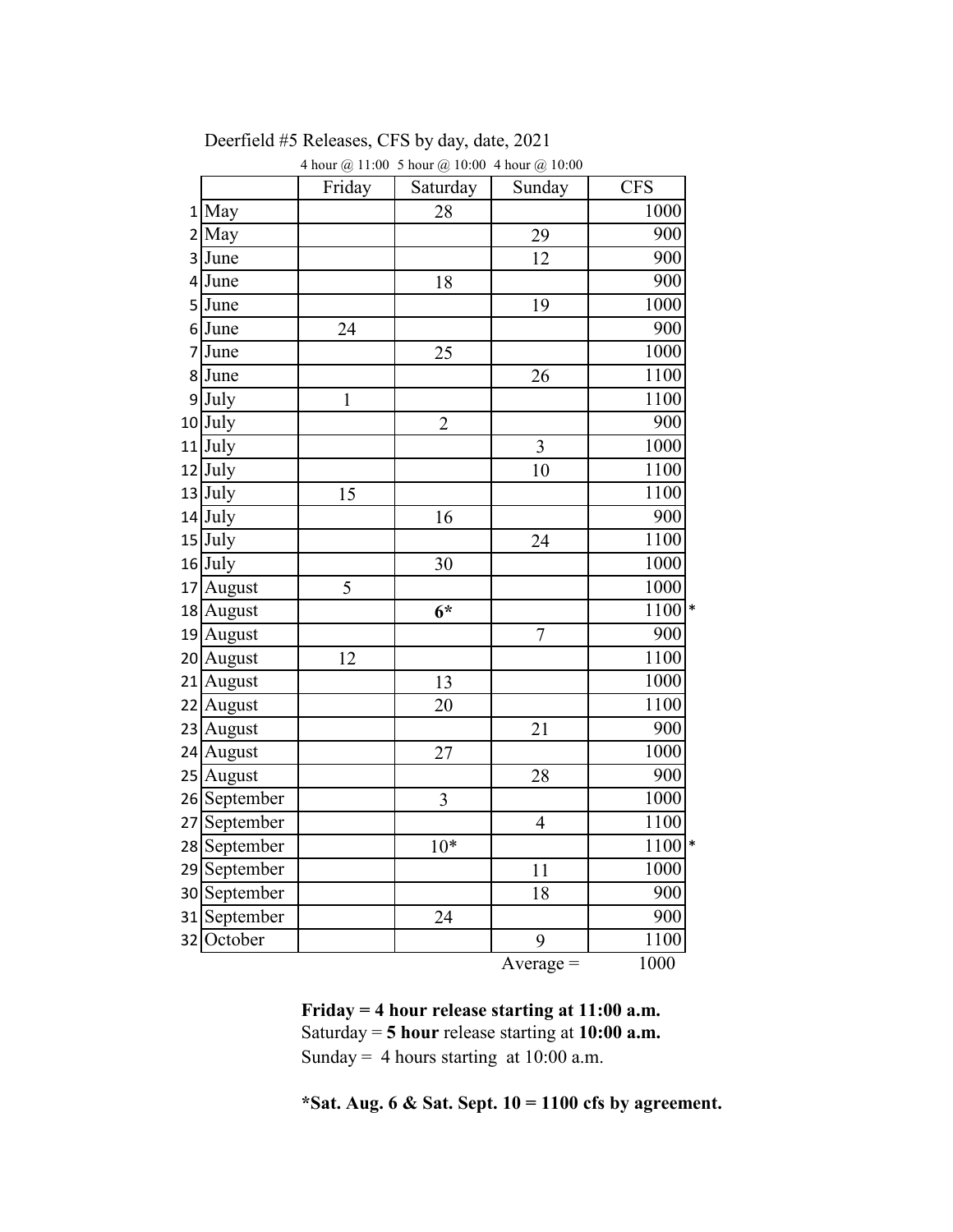Deerfield #5 Releases, CFS by day, date, 2021

| | | 4 hour @ 11:00 | 5 hour @ 10:00 | 4 hour @ 10:00 | | |
|---|---|---|---|---|---|---|
| | | Friday | Saturday | Sunday | CFS | |
| 1 | May | | 28 | | 1000 | |
| 2 | May | | | 29 | 900 | |
| 3 | June | | | 12 | 900 | |
| 4 | June | | 18 | | 900 | |
| 5 | June | | | 19 | 1000 | |
| 6 | June | 24 | | | 900 | |
| 7 | June | | 25 | | 1000 | |
| 8 | June | | | 26 | 1100 | |
| 9 | July | 1 | | | 1100 | |
| 10 | July | | 2 | | 900 | |
| 11 | July | | | 3 | 1000 | |
| 12 | July | | | 10 | 1100 | |
| 13 | July | 15 | | | 1100 | |
| 14 | July | | 16 | | 900 | |
| 15 | July | | | 24 | 1100 | |
| 16 | July | | 30 | | 1000 | |
| 17 | August | 5 | | | 1000 | |
| 18 | August | | **6*** | | 1100 | * |
| 19 | August | | | 7 | 900 | |
| 20 | August | 12 | | | 1100 | |
| 21 | August | | 13 | | 1000 | |
| 22 | August | | 20 | | 1100 | |
| 23 | August | | | 21 | 900 | |
| 24 | August | | 27 | | 1000 | |
| 25 | August | | | 28 | 900 | |
| 26 | September | | 3 | | 1000 | |
| 27 | September | | | 4 | 1100 | |
| 28 | September | | 10* | | 1100 | * |
| 29 | September | | | 11 | 1000 | |
| 30 | September | | | 18 | 900 | |
| 31 | September | | 24 | | 900 | |
| 32 | October | | | 9 | 1100 | |
| | | | | Average = | 1000 | |

**Friday = 4 hour release starting at 11:00 a.m.**

Saturday = **5 hour** release starting at **10:00 a.m.**

Sunday = 4 hours starting at 10:00 a.m.

**\*Sat. Aug. 6 & Sat. Sept. 10 = 1100 cfs by agreement.**